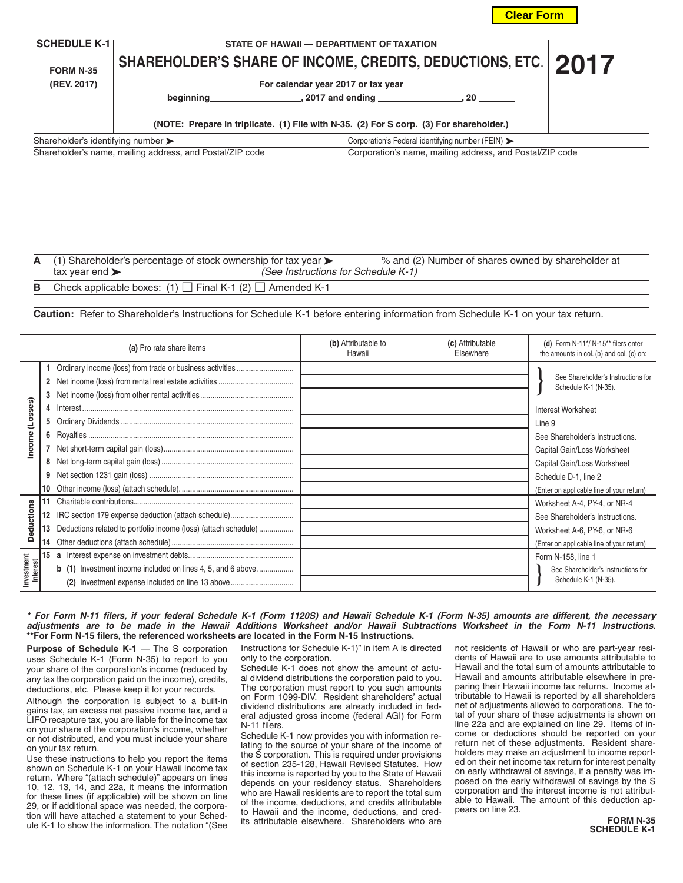Clear Form

**SCHEDULE K-1**

**FORM N-35**

**(REV. 2017)**

**STATE OF HAWAII — DEPARTMENT OF TAXATION**

# SHAREHOLDER'S SHARE OF INCOME, CREDITS, DEDUCTIONS, ETC.

# 2017

**For calendar year 2017 or tax year**

**beginning\_\_\_\_\_\_\_\_\_\_\_\_\_\_\_\_\_\_, 2017 and ending \_\_\_\_\_\_\_\_\_\_\_\_\_\_\_\_\_\_, 20 \_\_\_\_\_\_\_**

**(NOTE: Prepare in triplicate. (1) File with N-35. (2) For S corp. (3) For shareholder.)**

| Shareholder's identifying number ➤ | Corporation's Federal identifying number (FEIN) ➤ |
|---|---|
| Shareholder's name, mailing address, and Postal/ZIP code | Corporation's name, mailing address, and Postal/ZIP code |

**A** (1) Shareholder's percentage of stock ownership for tax year ➤ % and (2) Number of shares owned by shareholder at tax year end ➤ *(See Instructions for Schedule K-1)*

**B** Check applicable boxes: (1) ☐ Final K-1 (2) ☐ Amended K-1

**Caution:** Refer to Shareholder's Instructions for Schedule K-1 before entering information from Schedule K-1 on your tax return.

| | (a) Pro rata share items | (b) Attributable to Hawaii | (c) Attributable Elsewhere | (d) Form N-11*/ N-15** filers enter the amounts in col. (b) and col. (c) on: |
|---|---|---|---|---|
| Income (Losses) | 1 Ordinary income (loss) from trade or business activities | | | See Shareholder's Instructions for Schedule K-1 (N-35). |
| | 2 Net income (loss) from rental real estate activities | | | |
| | 3 Net income (loss) from other rental activities | | | |
| | 4 Interest | | | Interest Worksheet |
| | 5 Ordinary Dividends | | | Line 9 |
| | 6 Royalties | | | See Shareholder's Instructions. |
| | 7 Net short-term capital gain (loss) | | | Capital Gain/Loss Worksheet |
| | 8 Net long-term capital gain (loss) | | | Capital Gain/Loss Worksheet |
| | 9 Net section 1231 gain (loss) | | | Schedule D-1, line 2 |
| | 10 Other income (loss) (attach schedule) | | | (Enter on applicable line of your return) |
| Deductions | 11 Charitable contributions | | | Worksheet A-4, PY-4, or NR-4 |
| | 12 IRC section 179 expense deduction (attach schedule) | | | See Shareholder's Instructions. |
| | 13 Deductions related to portfolio income (loss) (attach schedule) | | | Worksheet A-6, PY-6, or NR-6 |
| | 14 Other deductions (attach schedule) | | | (Enter on applicable line of your return) |
| Investment Interest | 15 a Interest expense on investment debts | | | Form N-158, line 1 |
| | b (1) Investment income included on lines 4, 5, and 6 above | | | See Shareholder's Instructions for Schedule K-1 (N-35). |
| | (2) Investment expense included on line 13 above | | | |

***\* For Form N-11 filers, if your federal Schedule K-1 (Form 1120S) and Hawaii Schedule K-1 (Form N-35) amounts are different, the necessary adjustments are to be made in the Hawaii Additions Worksheet and/or Hawaii Subtractions Worksheet in the Form N-11 Instructions.***
***\*\*For Form N-15 filers, the referenced worksheets are located in the Form N-15 Instructions.***

**Purpose of Schedule K-1** — The S corporation uses Schedule K-1 (Form N-35) to report to you your share of the corporation's income (reduced by any tax the corporation paid on the income), credits, deductions, etc. Please keep it for your records.

Although the corporation is subject to a built-in gains tax, an excess net passive income tax, and a LIFO recapture tax, you are liable for the income tax on your share of the corporation's income, whether or not distributed, and you must include your share on your tax return.

Use these instructions to help you report the items shown on Schedule K-1 on your Hawaii income tax return. Where "(attach schedule)" appears on lines 10, 12, 13, 14, and 22a, it means the information for these lines (if applicable) will be shown on line 29, or if additional space was needed, the corporation will have attached a statement to your Schedule K-1 to show the information. The notation "(See Instructions for Schedule K-1)" in item A is directed only to the corporation.

Schedule K-1 does not show the amount of actual dividend distributions the corporation paid to you. The corporation must report to you such amounts on Form 1099-DIV. Resident shareholders' actual dividend distributions are already included in federal adjusted gross income (federal AGI) for Form N-11 filers.

Schedule K-1 now provides you with information relating to the source of your share of the income of the S corporation. This is required under provisions of section 235-128, Hawaii Revised Statutes. How this income is reported by you to the State of Hawaii depends on your residency status. Shareholders who are Hawaii residents are to report the total sum of the income, deductions, and credits attributable to Hawaii and the income, deductions, and credits attributable elsewhere. Shareholders who are not residents of Hawaii or who are part-year residents of Hawaii are to use amounts attributable to Hawaii and the total sum of amounts attributable to Hawaii and amounts attributable elsewhere in preparing their Hawaii income tax returns. Income attributable to Hawaii is reported by all shareholders net of adjustments allowed to corporations. The total of your share of these adjustments is shown on line 22a and are explained on line 29. Items of income or deductions should be reported on your return net of these adjustments. Resident shareholders may make an adjustment to income reported on their net income tax return for interest penalty on early withdrawal of savings, if a penalty was imposed on the early withdrawal of savings by the S corporation and the interest income is not attributable to Hawaii. The amount of this deduction appears on line 23.

**FORM N-35**
**SCHEDULE K-1**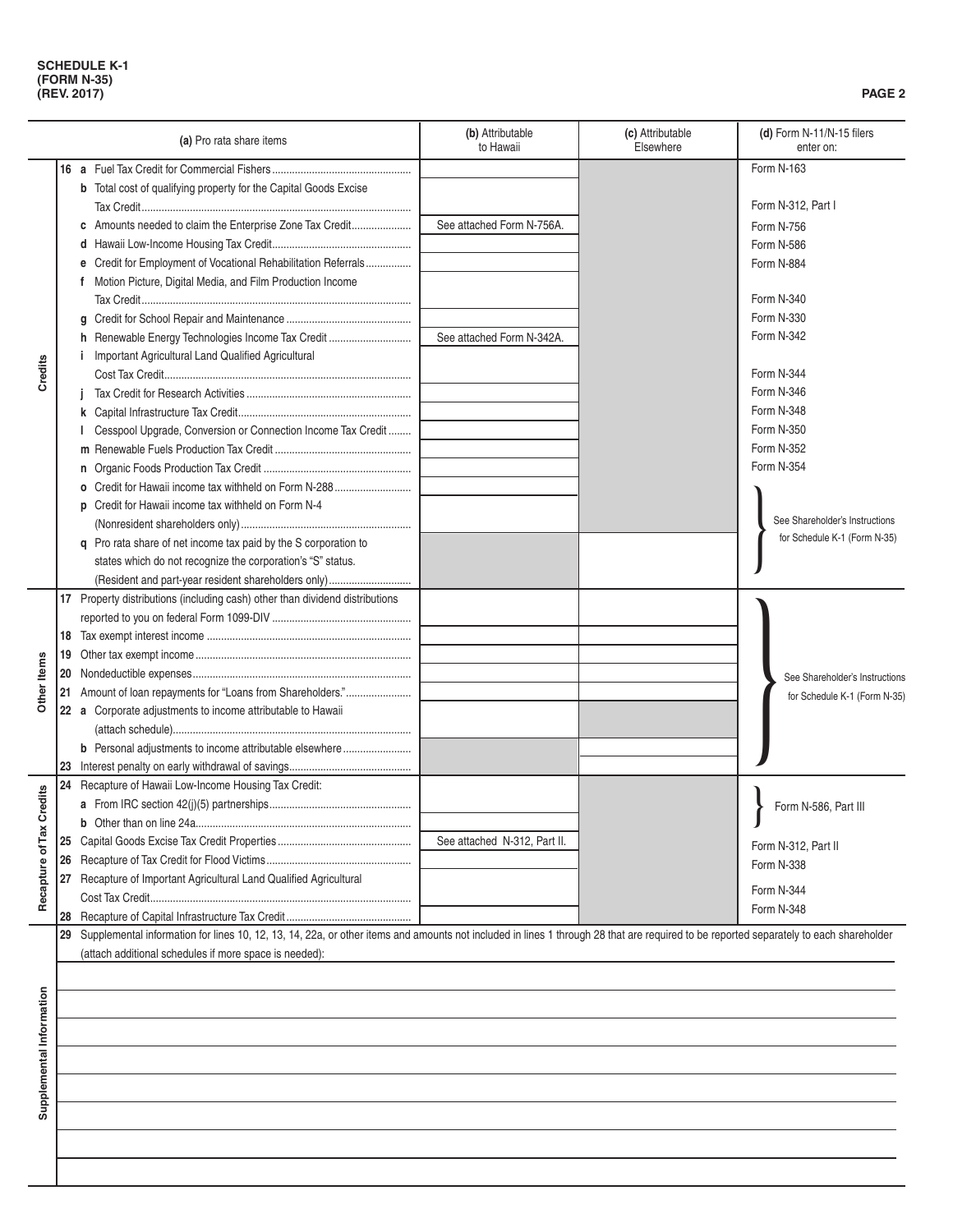**SCHEDULE K-1**
**(FORM N-35)**
**(REV. 2017)**

| | (a) Pro rata share items | (b) Attributable to Hawaii | (c) Attributable Elsewhere | (d) Form N-11/N-15 filers enter on: |
|---|---|---|---|---|
| **Credits** | 16 a Fuel Tax Credit for Commercial Fishers | | | Form N-163 |
| | b Total cost of qualifying property for the Capital Goods Excise Tax Credit | | | Form N-312, Part I |
| | c Amounts needed to claim the Enterprise Zone Tax Credit | See attached Form N-756A. | | Form N-756 |
| | d Hawaii Low-Income Housing Tax Credit | | | Form N-586 |
| | e Credit for Employment of Vocational Rehabilitation Referrals | | | Form N-884 |
| | f Motion Picture, Digital Media, and Film Production Income Tax Credit | | | Form N-340 |
| | g Credit for School Repair and Maintenance | | | Form N-330 |
| | h Renewable Energy Technologies Income Tax Credit | See attached Form N-342A. | | Form N-342 |
| | i Important Agricultural Land Qualified Agricultural Cost Tax Credit | | | Form N-344 |
| | j Tax Credit for Research Activities | | | Form N-346 |
| | k Capital Infrastructure Tax Credit | | | Form N-348 |
| | l Cesspool Upgrade, Conversion or Connection Income Tax Credit | | | Form N-350 |
| | m Renewable Fuels Production Tax Credit | | | Form N-352 |
| | n Organic Foods Production Tax Credit | | | Form N-354 |
| | o Credit for Hawaii income tax withheld on Form N-288 | | | See Shareholder's Instructions for Schedule K-1 (Form N-35) |
| | p Credit for Hawaii income tax withheld on Form N-4 (Nonresident shareholders only) | | | |
| | q Pro rata share of net income tax paid by the S corporation to states which do not recognize the corporation's "S" status. (Resident and part-year resident shareholders only) | | | |
| **Other Items** | 17 Property distributions (including cash) other than dividend distributions reported to you on federal Form 1099-DIV | | | See Shareholder's Instructions for Schedule K-1 (Form N-35) |
| | 18 Tax exempt interest income | | | |
| | 19 Other tax exempt income | | | |
| | 20 Nondeductible expenses | | | |
| | 21 Amount of loan repayments for "Loans from Shareholders." | | | |
| | 22 a Corporate adjustments to income attributable to Hawaii (attach schedule) | | | |
| | b Personal adjustments to income attributable elsewhere | | | |
| | 23 Interest penalty on early withdrawal of savings | | | |
| **Recapture of Tax Credits** | 24 Recapture of Hawaii Low-Income Housing Tax Credit: | | | |
| | a From IRC section 42(j)(5) partnerships | | | Form N-586, Part III |
| | b Other than on line 24a | | | |
| | 25 Capital Goods Excise Tax Credit Properties | See attached N-312, Part II. | | Form N-312, Part II |
| | 26 Recapture of Tax Credit for Flood Victims | | | Form N-338 |
| | 27 Recapture of Important Agricultural Land Qualified Agricultural Cost Tax Credit | | | Form N-344 |
| | 28 Recapture of Capital Infrastructure Tax Credit | | | Form N-348 |

**Supplemental Information**

29 Supplemental information for lines 10, 12, 13, 14, 22a, or other items and amounts not included in lines 1 through 28 that are required to be reported separately to each shareholder (attach additional schedules if more space is needed):